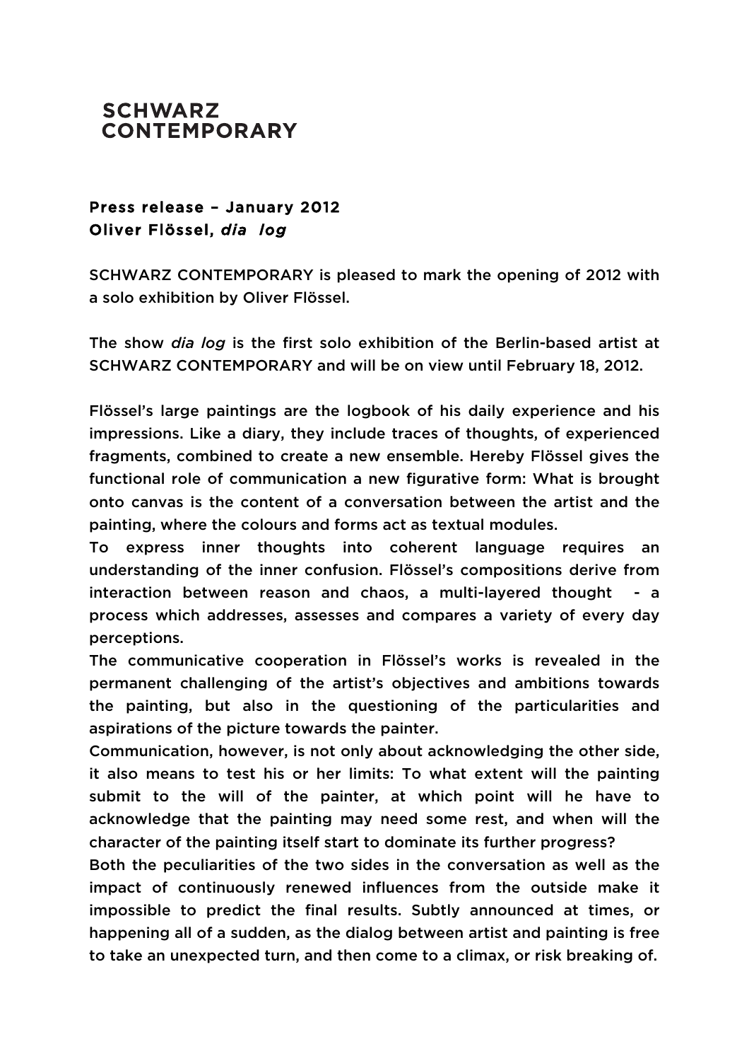# SCHWARZ CONTEMPORARY

**Press release – January 2012**
**Oliver Flössel, *dia log***

SCHWARZ CONTEMPORARY is pleased to mark the opening of 2012 with a solo exhibition by Oliver Flössel.

The show *dia log* is the first solo exhibition of the Berlin-based artist at SCHWARZ CONTEMPORARY and will be on view until February 18, 2012.

Flössel's large paintings are the logbook of his daily experience and his impressions. Like a diary, they include traces of thoughts, of experienced fragments, combined to create a new ensemble. Hereby Flössel gives the functional role of communication a new figurative form: What is brought onto canvas is the content of a conversation between the artist and the painting, where the colours and forms act as textual modules.

To express inner thoughts into coherent language requires an understanding of the inner confusion. Flössel's compositions derive from interaction between reason and chaos, a multi-layered thought - a process which addresses, assesses and compares a variety of every day perceptions.

The communicative cooperation in Flössel's works is revealed in the permanent challenging of the artist's objectives and ambitions towards the painting, but also in the questioning of the particularities and aspirations of the picture towards the painter.

Communication, however, is not only about acknowledging the other side, it also means to test his or her limits: To what extent will the painting submit to the will of the painter, at which point will he have to acknowledge that the painting may need some rest, and when will the character of the painting itself start to dominate its further progress?

Both the peculiarities of the two sides in the conversation as well as the impact of continuously renewed influences from the outside make it impossible to predict the final results. Subtly announced at times, or happening all of a sudden, as the dialog between artist and painting is free to take an unexpected turn, and then come to a climax, or risk breaking of.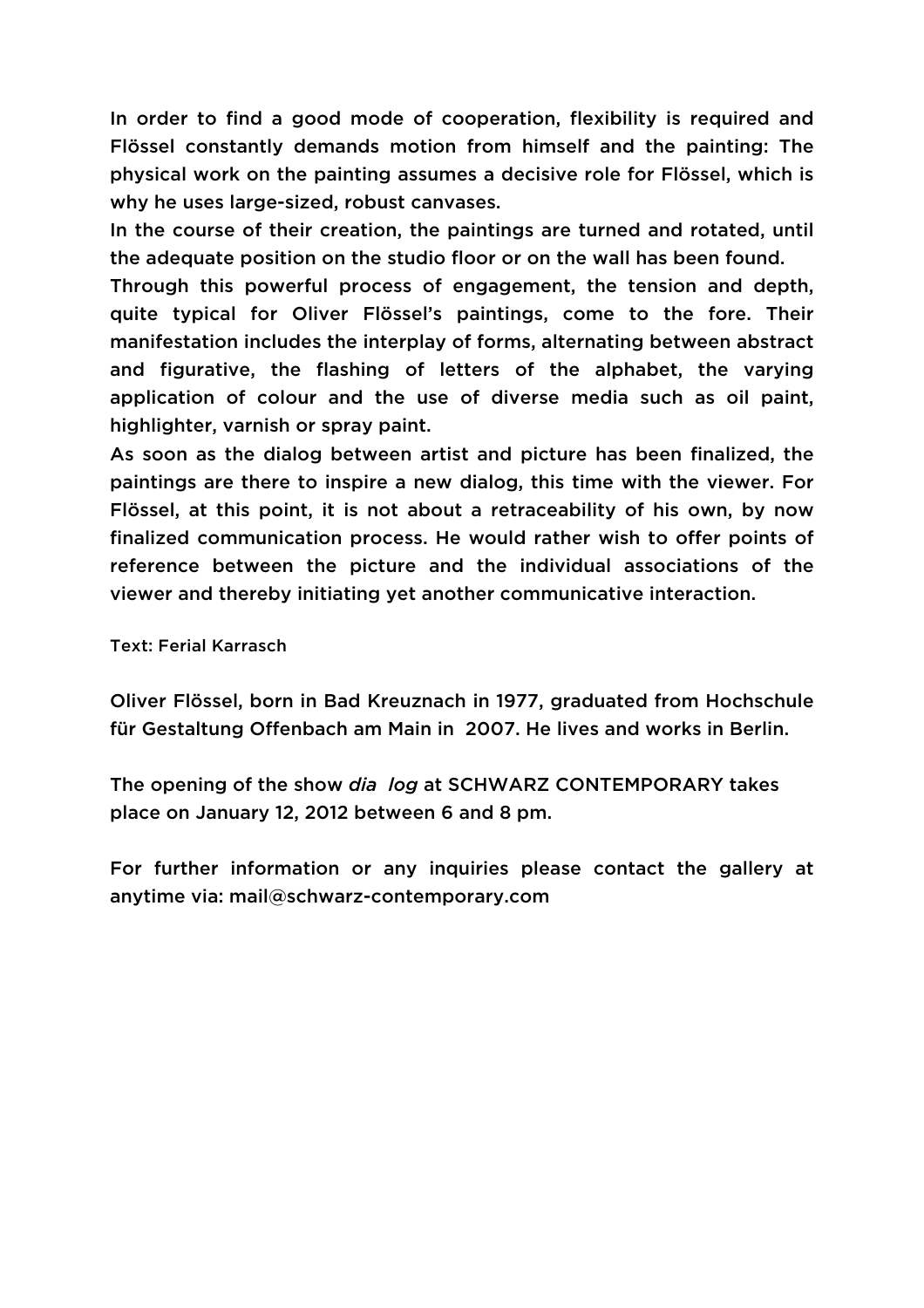In order to find a good mode of cooperation, flexibility is required and Flössel constantly demands motion from himself and the painting: The physical work on the painting assumes a decisive role for Flössel, which is why he uses large-sized, robust canvases.
In the course of their creation, the paintings are turned and rotated, until the adequate position on the studio floor or on the wall has been found.
Through this powerful process of engagement, the tension and depth, quite typical for Oliver Flössel's paintings, come to the fore. Their manifestation includes the interplay of forms, alternating between abstract and figurative, the flashing of letters of the alphabet, the varying application of colour and the use of diverse media such as oil paint, highlighter, varnish or spray paint.
As soon as the dialog between artist and picture has been finalized, the paintings are there to inspire a new dialog, this time with the viewer. For Flössel, at this point, it is not about a retraceability of his own, by now finalized communication process. He would rather wish to offer points of reference between the picture and the individual associations of the viewer and thereby initiating yet another communicative interaction.

Text: Ferial Karrasch

Oliver Flössel, born in Bad Kreuznach in 1977, graduated from Hochschule für Gestaltung Offenbach am Main in 2007. He lives and works in Berlin.

The opening of the show *dia log* at SCHWARZ CONTEMPORARY takes place on January 12, 2012 between 6 and 8 pm.

For further information or any inquiries please contact the gallery at anytime via: mail@schwarz-contemporary.com